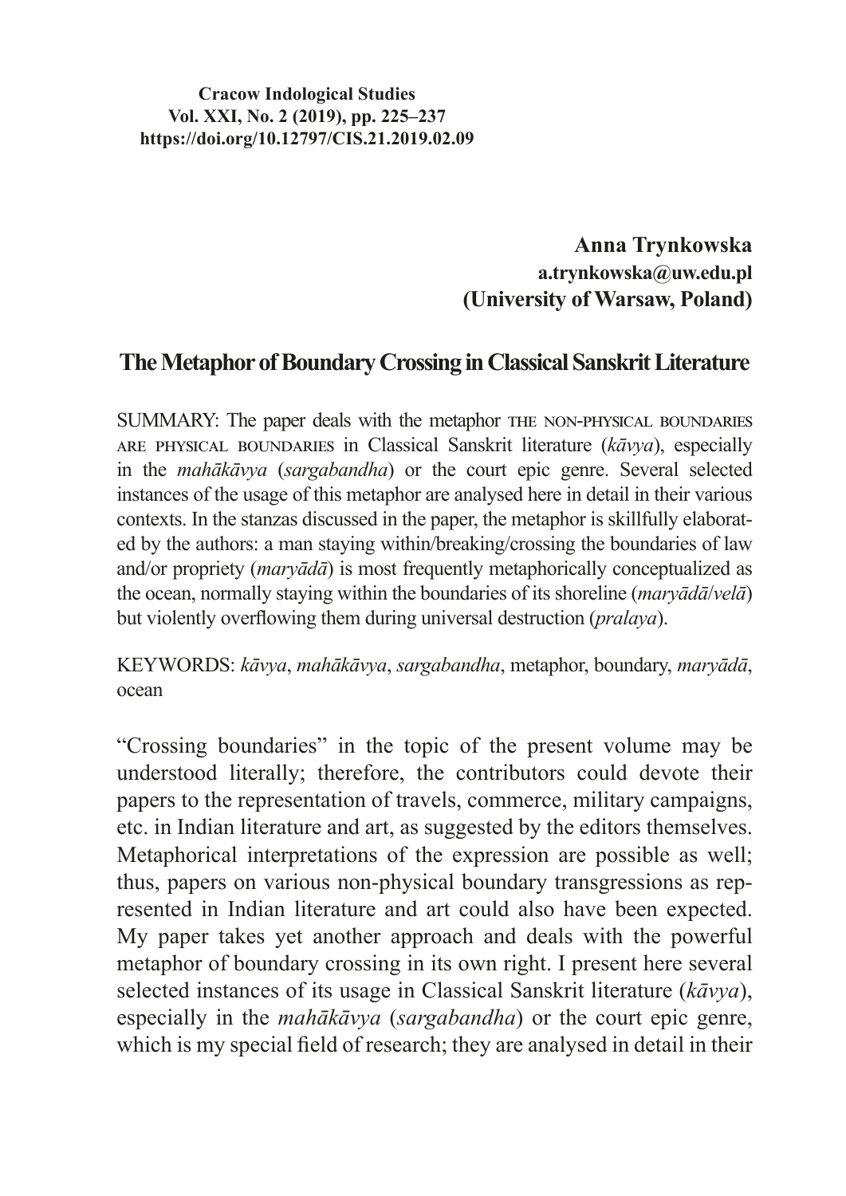**Cracow Indological Studies**
**Vol. XXI, No. 2 (2019), pp. 225–237**
**https://doi.org/10.12797/CIS.21.2019.02.09**

**Anna Trynkowska**
**a.trynkowska@uw.edu.pl**
**(University of Warsaw, Poland)**

# The Metaphor of Boundary Crossing in Classical Sanskrit Literature

SUMMARY: The paper deals with the metaphor THE NON-PHYSICAL BOUNDARIES ARE PHYSICAL BOUNDARIES in Classical Sanskrit literature (*kāvya*), especially in the *mahākāvya* (*sargabandha*) or the court epic genre. Several selected instances of the usage of this metaphor are analysed here in detail in their various contexts. In the stanzas discussed in the paper, the metaphor is skillfully elaborated by the authors: a man staying within/breaking/crossing the boundaries of law and/or propriety (*maryādā*) is most frequently metaphorically conceptualized as the ocean, normally staying within the boundaries of its shoreline (*maryādā*/*velā*) but violently overflowing them during universal destruction (*pralaya*).

KEYWORDS: *kāvya*, *mahākāvya*, *sargabandha*, metaphor, boundary, *maryādā*, ocean

"Crossing boundaries" in the topic of the present volume may be understood literally; therefore, the contributors could devote their papers to the representation of travels, commerce, military campaigns, etc. in Indian literature and art, as suggested by the editors themselves. Metaphorical interpretations of the expression are possible as well; thus, papers on various non-physical boundary transgressions as represented in Indian literature and art could also have been expected. My paper takes yet another approach and deals with the powerful metaphor of boundary crossing in its own right. I present here several selected instances of its usage in Classical Sanskrit literature (*kāvya*), especially in the *mahākāvya* (*sargabandha*) or the court epic genre, which is my special field of research; they are analysed in detail in their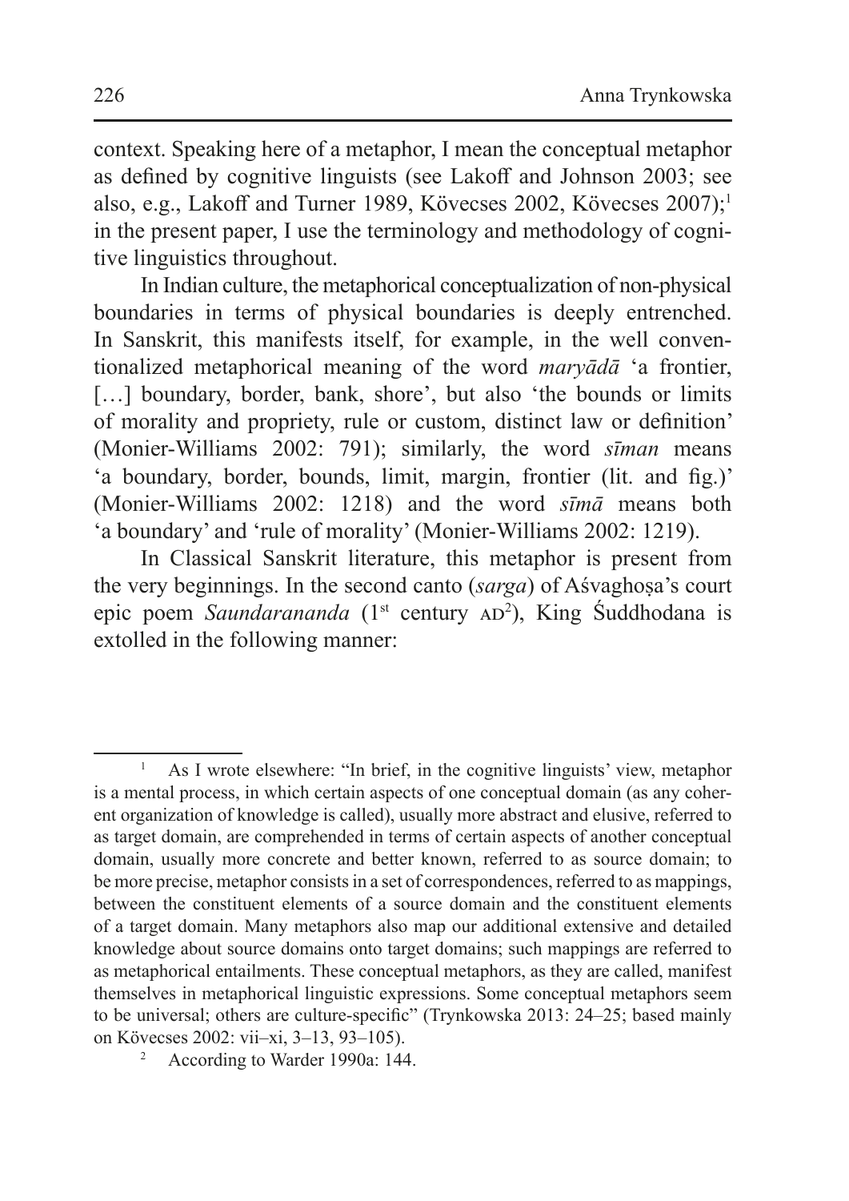context. Speaking here of a metaphor, I mean the conceptual metaphor as defined by cognitive linguists (see Lakoff and Johnson 2003; see also, e.g., Lakoff and Turner 1989, Kövecses 2002, Kövecses 2007);[1] in the present paper, I use the terminology and methodology of cognitive linguistics throughout.

In Indian culture, the metaphorical conceptualization of non-physical boundaries in terms of physical boundaries is deeply entrenched. In Sanskrit, this manifests itself, for example, in the well conventionalized metaphorical meaning of the word *maryādā* 'a frontier, […] boundary, border, bank, shore', but also 'the bounds or limits of morality and propriety, rule or custom, distinct law or definition' (Monier-Williams 2002: 791); similarly, the word *sīman* means 'a boundary, border, bounds, limit, margin, frontier (lit. and fig.)' (Monier-Williams 2002: 1218) and the word *sīmā* means both 'a boundary' and 'rule of morality' (Monier-Williams 2002: 1219).

In Classical Sanskrit literature, this metaphor is present from the very beginnings. In the second canto (*sarga*) of Aśvaghoṣa's court epic poem *Saundarananda* (1st century AD[2]), King Śuddhodana is extolled in the following manner:

---

[1] As I wrote elsewhere: "In brief, in the cognitive linguists' view, metaphor is a mental process, in which certain aspects of one conceptual domain (as any coherent organization of knowledge is called), usually more abstract and elusive, referred to as target domain, are comprehended in terms of certain aspects of another conceptual domain, usually more concrete and better known, referred to as source domain; to be more precise, metaphor consists in a set of correspondences, referred to as mappings, between the constituent elements of a source domain and the constituent elements of a target domain. Many metaphors also map our additional extensive and detailed knowledge about source domains onto target domains; such mappings are referred to as metaphorical entailments. These conceptual metaphors, as they are called, manifest themselves in metaphorical linguistic expressions. Some conceptual metaphors seem to be universal; others are culture-specific" (Trynkowska 2013: 24–25; based mainly on Kövecses 2002: vii–xi, 3–13, 93–105).

[2] According to Warder 1990a: 144.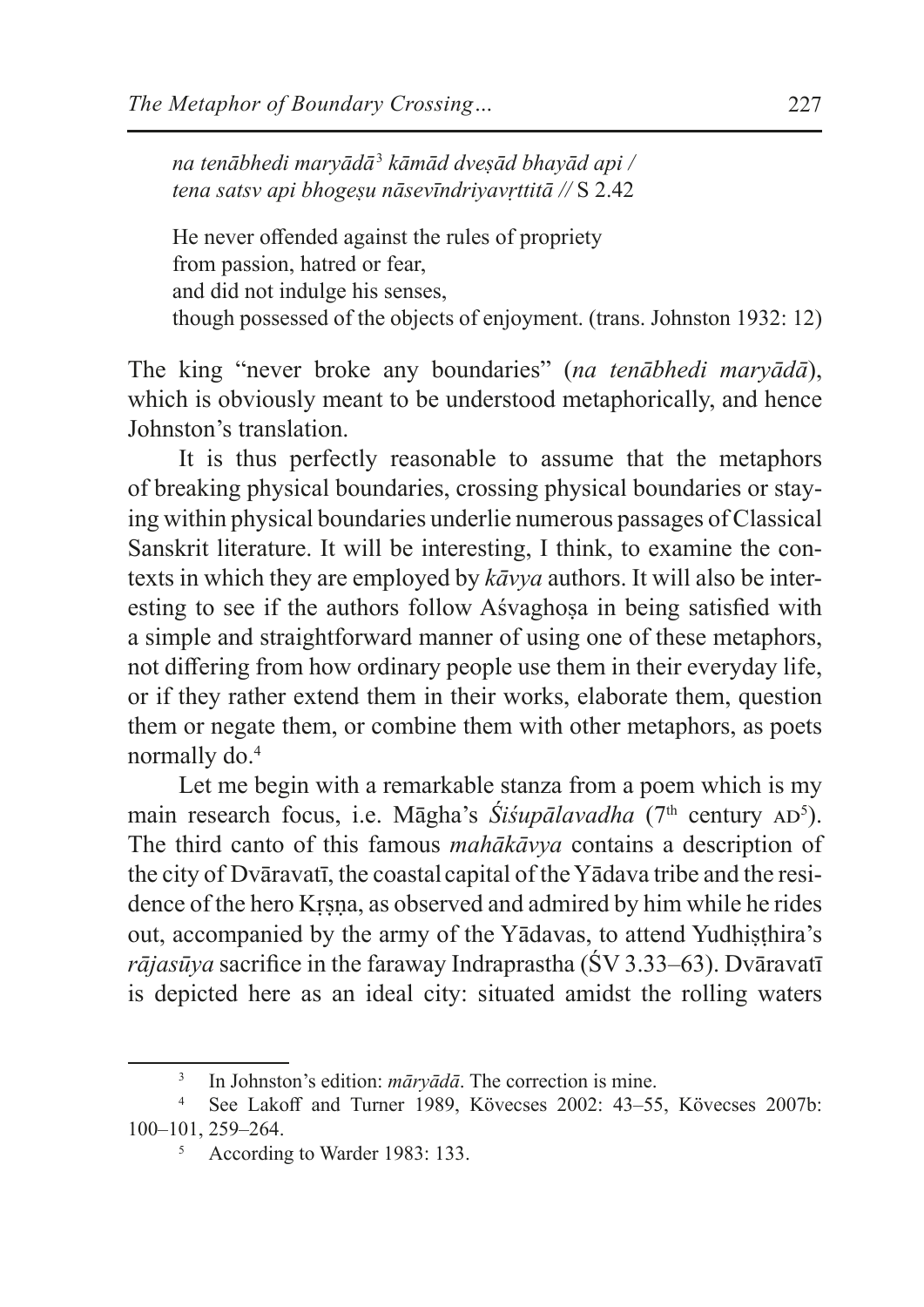*na tenābhedi maryādā*[3] *kāmād dveṣād bhayād api /*
*tena satsv api bhogeṣu nāsevīndriyavṛttitā //* S 2.42

He never offended against the rules of propriety
from passion, hatred or fear,
and did not indulge his senses,
though possessed of the objects of enjoyment. (trans. Johnston 1932: 12)

The king "never broke any boundaries" (*na tenābhedi maryādā*), which is obviously meant to be understood metaphorically, and hence Johnston's translation.

It is thus perfectly reasonable to assume that the metaphors of breaking physical boundaries, crossing physical boundaries or staying within physical boundaries underlie numerous passages of Classical Sanskrit literature. It will be interesting, I think, to examine the contexts in which they are employed by *kāvya* authors. It will also be interesting to see if the authors follow Aśvaghoṣa in being satisfied with a simple and straightforward manner of using one of these metaphors, not differing from how ordinary people use them in their everyday life, or if they rather extend them in their works, elaborate them, question them or negate them, or combine them with other metaphors, as poets normally do.[4]

Let me begin with a remarkable stanza from a poem which is my main research focus, i.e. Māgha's *Śiśupālavadha* (7th century AD[5]). The third canto of this famous *mahākāvya* contains a description of the city of Dvāravatī, the coastal capital of the Yādava tribe and the residence of the hero Kṛṣṇa, as observed and admired by him while he rides out, accompanied by the army of the Yādavas, to attend Yudhiṣṭhira's *rājasūya* sacrifice in the faraway Indraprastha (ŚV 3.33–63). Dvāravatī is depicted here as an ideal city: situated amidst the rolling waters

---

[3] In Johnston's edition: *māryādā*. The correction is mine.

[4] See Lakoff and Turner 1989, Kövecses 2002: 43–55, Kövecses 2007b: 100–101, 259–264.

[5] According to Warder 1983: 133.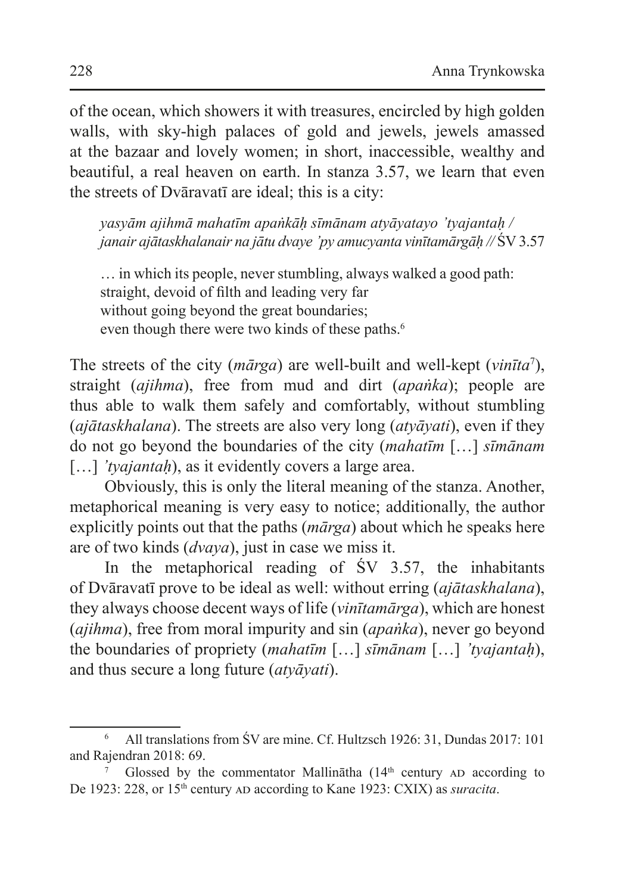of the ocean, which showers it with treasures, encircled by high golden walls, with sky-high palaces of gold and jewels, jewels amassed at the bazaar and lovely women; in short, inaccessible, wealthy and beautiful, a real heaven on earth. In stanza 3.57, we learn that even the streets of Dvāravatī are ideal; this is a city:

> *yasyām ajihmā mahatīm apaṅkāḥ sīmānam atyāyatayo 'tyajantaḥ /*
> *janair ajātaskhalanair na jātu dvaye 'py amucyanta vinītamārgāḥ //* ŚV 3.57
>
> … in which its people, never stumbling, always walked a good path:
> straight, devoid of filth and leading very far
> without going beyond the great boundaries;
> even though there were two kinds of these paths.[6]

The streets of the city (*mārga*) are well-built and well-kept (*vinīta*[7]), straight (*ajihma*), free from mud and dirt (*apaṅka*); people are thus able to walk them safely and comfortably, without stumbling (*ajātaskhalana*). The streets are also very long (*atyāyati*), even if they do not go beyond the boundaries of the city (*mahatīm* […] *sīmānam* […] *'tyajantaḥ*), as it evidently covers a large area.

Obviously, this is only the literal meaning of the stanza. Another, metaphorical meaning is very easy to notice; additionally, the author explicitly points out that the paths (*mārga*) about which he speaks here are of two kinds (*dvaya*), just in case we miss it.

In the metaphorical reading of ŚV 3.57, the inhabitants of Dvāravatī prove to be ideal as well: without erring (*ajātaskhalana*), they always choose decent ways of life (*vinītamārga*), which are honest (*ajihma*), free from moral impurity and sin (*apaṅka*), never go beyond the boundaries of propriety (*mahatīm* […] *sīmānam* […] *'tyajantaḥ*), and thus secure a long future (*atyāyati*).

---

[6] All translations from ŚV are mine. Cf. Hultzsch 1926: 31, Dundas 2017: 101 and Rajendran 2018: 69.

[7] Glossed by the commentator Mallinātha (14th century AD according to De 1923: 228, or 15th century AD according to Kane 1923: CXIX) as *suracita*.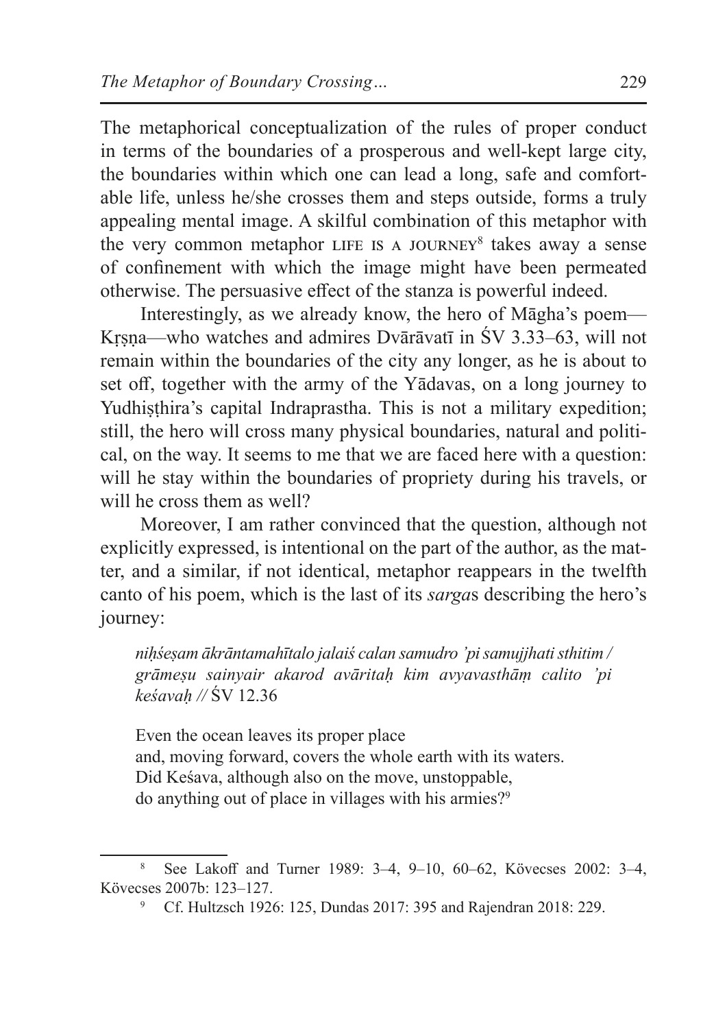The metaphorical conceptualization of the rules of proper conduct in terms of the boundaries of a prosperous and well-kept large city, the boundaries within which one can lead a long, safe and comfortable life, unless he/she crosses them and steps outside, forms a truly appealing mental image. A skilful combination of this metaphor with the very common metaphor LIFE IS A JOURNEY[8] takes away a sense of confinement with which the image might have been permeated otherwise. The persuasive effect of the stanza is powerful indeed.

Interestingly, as we already know, the hero of Māgha's poem—Kṛṣṇa—who watches and admires Dvārāvatī in ŚV 3.33–63, will not remain within the boundaries of the city any longer, as he is about to set off, together with the army of the Yādavas, on a long journey to Yudhiṣṭhira's capital Indraprastha. This is not a military expedition; still, the hero will cross many physical boundaries, natural and political, on the way. It seems to me that we are faced here with a question: will he stay within the boundaries of propriety during his travels, or will he cross them as well?

Moreover, I am rather convinced that the question, although not explicitly expressed, is intentional on the part of the author, as the matter, and a similar, if not identical, metaphor reappears in the twelfth canto of his poem, which is the last of its *sarga*s describing the hero's journey:

> *niḥśeṣam ākrāntamahītalo jalaiś calan samudro 'pi samujjhati sthitim / grāmeṣu sainyair akarod avāritaḥ kim avyavasthāṃ calito 'pi keśavaḥ //* ŚV 12.36
>
> Even the ocean leaves its proper place
> and, moving forward, covers the whole earth with its waters.
> Did Keśava, although also on the move, unstoppable,
> do anything out of place in villages with his armies?[9]

---

[8] See Lakoff and Turner 1989: 3–4, 9–10, 60–62, Kövecses 2002: 3–4, Kövecses 2007b: 123–127.

[9] Cf. Hultzsch 1926: 125, Dundas 2017: 395 and Rajendran 2018: 229.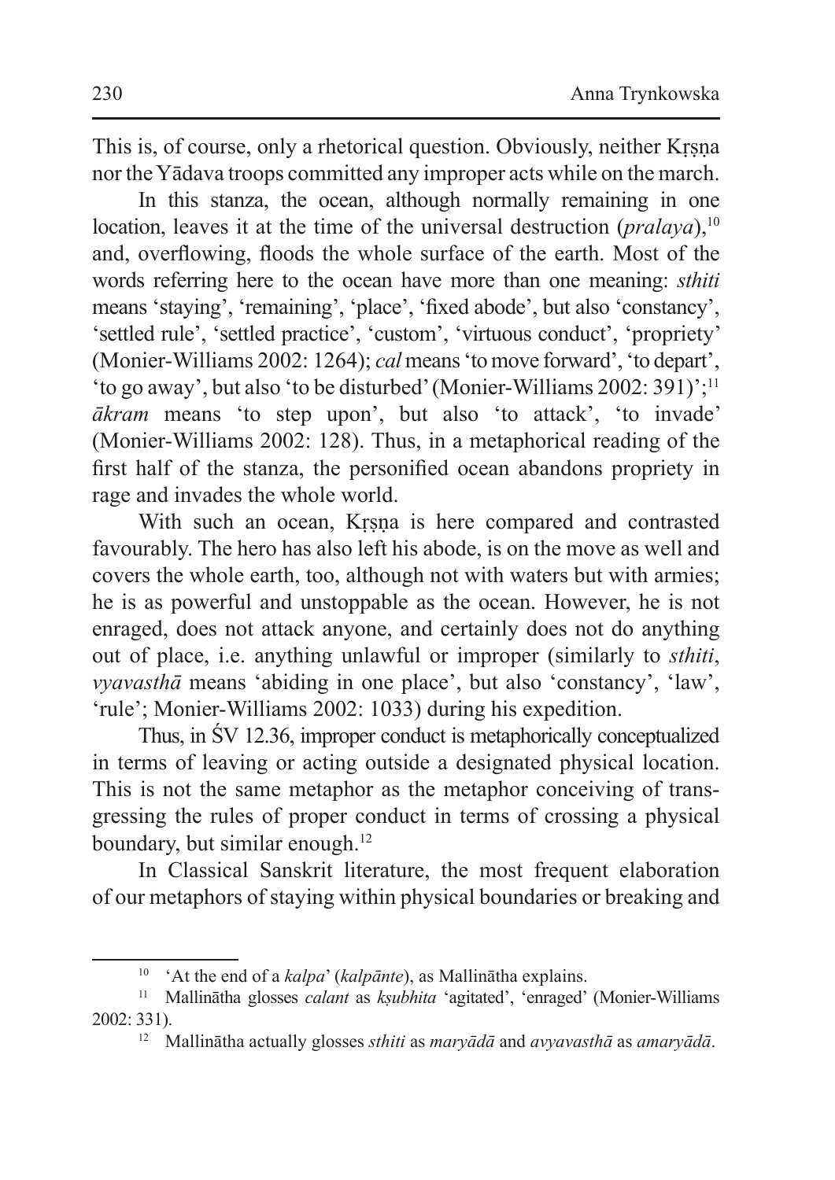This is, of course, only a rhetorical question. Obviously, neither Kṛṣṇa nor the Yādava troops committed any improper acts while on the march.

In this stanza, the ocean, although normally remaining in one location, leaves it at the time of the universal destruction (*pralaya*),[10] and, overflowing, floods the whole surface of the earth. Most of the words referring here to the ocean have more than one meaning: *sthiti* means 'staying', 'remaining', 'place', 'fixed abode', but also 'constancy', 'settled rule', 'settled practice', 'custom', 'virtuous conduct', 'propriety' (Monier-Williams 2002: 1264); *cal* means 'to move forward', 'to depart', 'to go away', but also 'to be disturbed' (Monier-Williams 2002: 391)';[11] *ākram* means 'to step upon', but also 'to attack', 'to invade' (Monier-Williams 2002: 128). Thus, in a metaphorical reading of the first half of the stanza, the personified ocean abandons propriety in rage and invades the whole world.

With such an ocean, Kṛṣṇa is here compared and contrasted favourably. The hero has also left his abode, is on the move as well and covers the whole earth, too, although not with waters but with armies; he is as powerful and unstoppable as the ocean. However, he is not enraged, does not attack anyone, and certainly does not do anything out of place, i.e. anything unlawful or improper (similarly to *sthiti*, *vyavasthā* means 'abiding in one place', but also 'constancy', 'law', 'rule'; Monier-Williams 2002: 1033) during his expedition.

Thus, in ŚV 12.36, improper conduct is metaphorically conceptualized in terms of leaving or acting outside a designated physical location. This is not the same metaphor as the metaphor conceiving of transgressing the rules of proper conduct in terms of crossing a physical boundary, but similar enough.[12]

In Classical Sanskrit literature, the most frequent elaboration of our metaphors of staying within physical boundaries or breaking and

---

[10] 'At the end of a *kalpa*' (*kalpānte*), as Mallinātha explains.

[11] Mallinātha glosses *calant* as *kṣubhita* 'agitated', 'enraged' (Monier-Williams 2002: 331).

[12] Mallinātha actually glosses *sthiti* as *maryādā* and *avyavasthā* as *amaryādā*.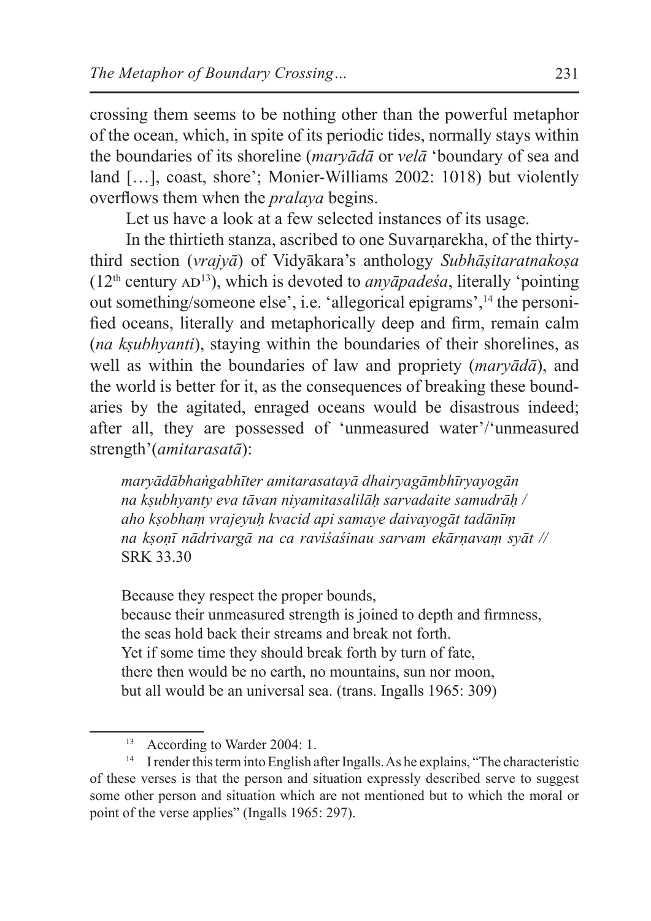crossing them seems to be nothing other than the powerful metaphor of the ocean, which, in spite of its periodic tides, normally stays within the boundaries of its shoreline (*maryādā* or *velā* 'boundary of sea and land […], coast, shore'; Monier-Williams 2002: 1018) but violently overflows them when the *pralaya* begins.

Let us have a look at a few selected instances of its usage.

In the thirtieth stanza, ascribed to one Suvarṇarekha, of the thirty-third section (*vrajyā*) of Vidyākara's anthology *Subhāṣitaratnakoṣa* (12th century AD[13]), which is devoted to *anyāpadeśa*, literally 'pointing out something/someone else', i.e. 'allegorical epigrams',[14] the personified oceans, literally and metaphorically deep and firm, remain calm (*na kṣubhyanti*), staying within the boundaries of their shorelines, as well as within the boundaries of law and propriety (*maryādā*), and the world is better for it, as the consequences of breaking these boundaries by the agitated, enraged oceans would be disastrous indeed; after all, they are possessed of 'unmeasured water'/'unmeasured strength'(*amitarasatā*):

> *maryādābhaṅgabhīter amitarasatayā dhairyagāmbhīryayogān*
> *na kṣubhyanty eva tāvan niyamitasalilāḥ sarvadaite samudrāḥ /*
> *aho kṣobhaṃ vrajeyuḥ kvacid api samaye daivayogāt tadānīṃ*
> *na kṣoṇī nādrivargā na ca raviśaśinau sarvam ekārṇavaṃ syāt //*
> SRK 33.30
>
> Because they respect the proper bounds,
> because their unmeasured strength is joined to depth and firmness,
> the seas hold back their streams and break not forth.
> Yet if some time they should break forth by turn of fate,
> there then would be no earth, no mountains, sun nor moon,
> but all would be an universal sea. (trans. Ingalls 1965: 309)

[13] According to Warder 2004: 1.

[14] I render this term into English after Ingalls. As he explains, "The characteristic of these verses is that the person and situation expressly described serve to suggest some other person and situation which are not mentioned but to which the moral or point of the verse applies" (Ingalls 1965: 297).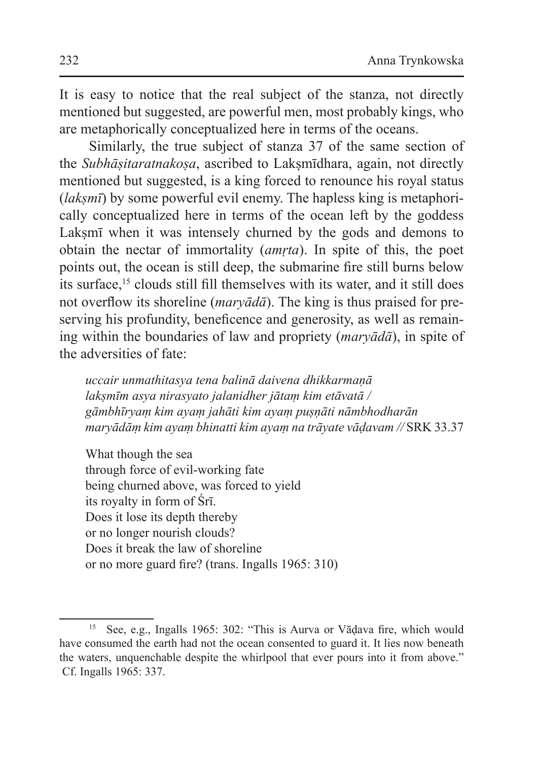It is easy to notice that the real subject of the stanza, not directly mentioned but suggested, are powerful men, most probably kings, who are metaphorically conceptualized here in terms of the oceans.

Similarly, the true subject of stanza 37 of the same section of the *Subhāṣitaratnakoṣa*, ascribed to Lakṣmīdhara, again, not directly mentioned but suggested, is a king forced to renounce his royal status (*lakṣmī*) by some powerful evil enemy. The hapless king is metaphorically conceptualized here in terms of the ocean left by the goddess Lakṣmī when it was intensely churned by the gods and demons to obtain the nectar of immortality (*amṛta*). In spite of this, the poet points out, the ocean is still deep, the submarine fire still burns below its surface,[15] clouds still fill themselves with its water, and it still does not overflow its shoreline (*maryādā*). The king is thus praised for preserving his profundity, beneficence and generosity, as well as remaining within the boundaries of law and propriety (*maryādā*), in spite of the adversities of fate:

> *uccair unmathitasya tena balinā daivena dhikkarmaṇā*
> *lakṣmīm asya nirasyato jalanidher jātaṃ kim etāvatā /*
> *gāmbhīryaṃ kim ayaṃ jahāti kim ayaṃ puṣṇāti nāmbhodharān*
> *maryādāṃ kim ayaṃ bhinatti kim ayaṃ na trāyate vāḍavam //* SRK 33.37

> What though the sea
> through force of evil-working fate
> being churned above, was forced to yield
> its royalty in form of Śrī.
> Does it lose its depth thereby
> or no longer nourish clouds?
> Does it break the law of shoreline
> or no more guard fire? (trans. Ingalls 1965: 310)

---

[15] See, e.g., Ingalls 1965: 302: "This is Aurva or Vāḍava fire, which would have consumed the earth had not the ocean consented to guard it. It lies now beneath the waters, unquenchable despite the whirlpool that ever pours into it from above." Cf. Ingalls 1965: 337.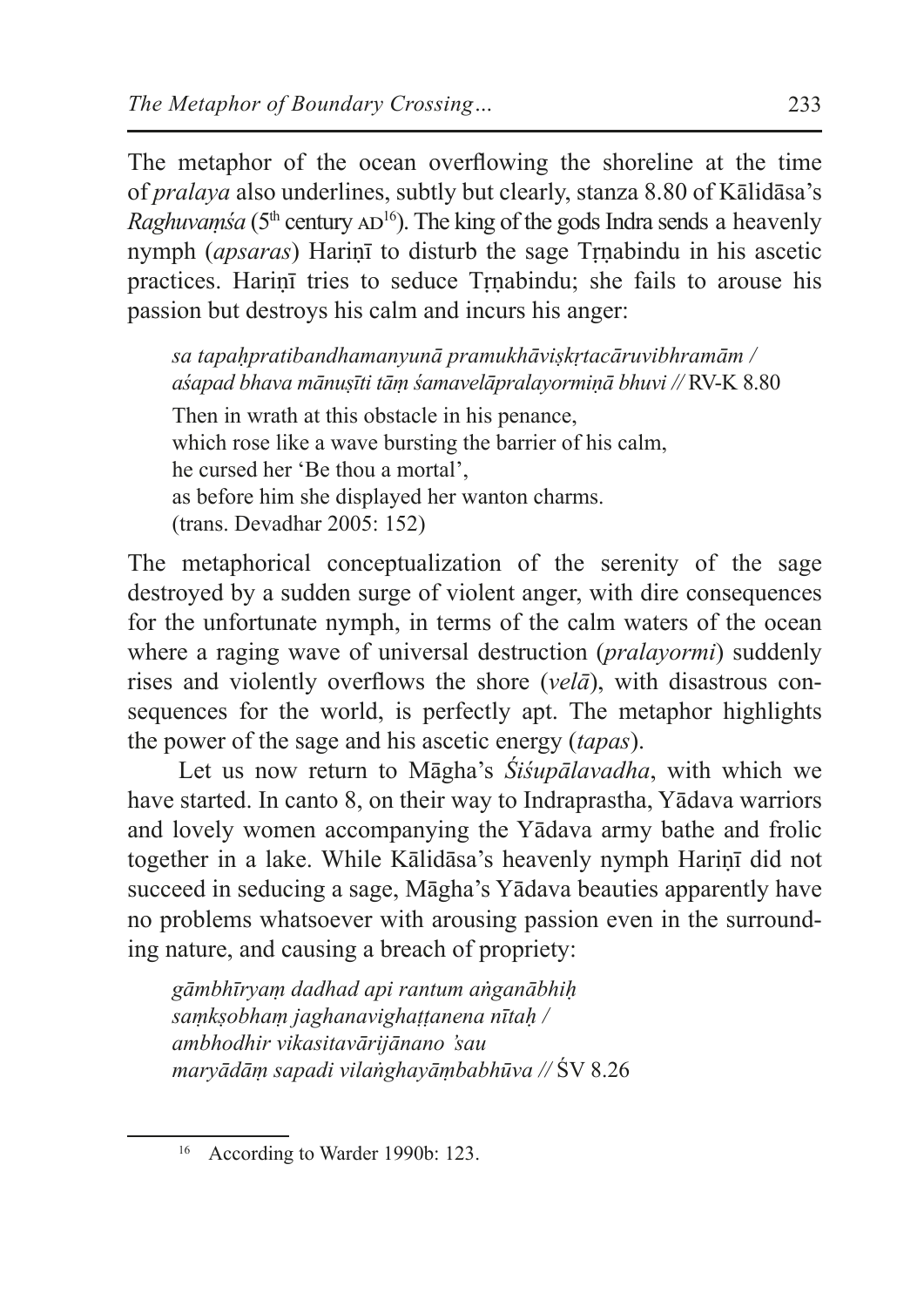The metaphor of the ocean overflowing the shoreline at the time of *pralaya* also underlines, subtly but clearly, stanza 8.80 of Kālidāsa's *Raghuvaṃśa* (5th century AD[16]). The king of the gods Indra sends a heavenly nymph (*apsaras*) Hariṇī to disturb the sage Tṛṇabindu in his ascetic practices. Hariṇī tries to seduce Tṛṇabindu; she fails to arouse his passion but destroys his calm and incurs his anger:

> *sa tapaḥpratibandhamanyunā pramukhāviṣkṛtacāruvibhramām /*
> *aśapad bhava mānuṣīti tāṃ śamavelāpralayormiṇā bhuvi //* RV-K 8.80
>
> Then in wrath at this obstacle in his penance,
> which rose like a wave bursting the barrier of his calm,
> he cursed her 'Be thou a mortal',
> as before him she displayed her wanton charms.
> (trans. Devadhar 2005: 152)

The metaphorical conceptualization of the serenity of the sage destroyed by a sudden surge of violent anger, with dire consequences for the unfortunate nymph, in terms of the calm waters of the ocean where a raging wave of universal destruction (*pralayormi*) suddenly rises and violently overflows the shore (*velā*), with disastrous consequences for the world, is perfectly apt. The metaphor highlights the power of the sage and his ascetic energy (*tapas*).

Let us now return to Māgha's *Śiśupālavadha*, with which we have started. In canto 8, on their way to Indraprastha, Yādava warriors and lovely women accompanying the Yādava army bathe and frolic together in a lake. While Kālidāsa's heavenly nymph Hariṇī did not succeed in seducing a sage, Māgha's Yādava beauties apparently have no problems whatsoever with arousing passion even in the surrounding nature, and causing a breach of propriety:

> *gāmbhīryaṃ dadhad api rantum aṅganābhiḥ*
> *saṃkṣobhaṃ jaghanavighaṭṭanena nītaḥ /*
> *ambhodhir vikasitavārijānano 'sau*
> *maryādāṃ sapadi vilaṅghayāṃbabhūva //* ŚV 8.26

---

[16] According to Warder 1990b: 123.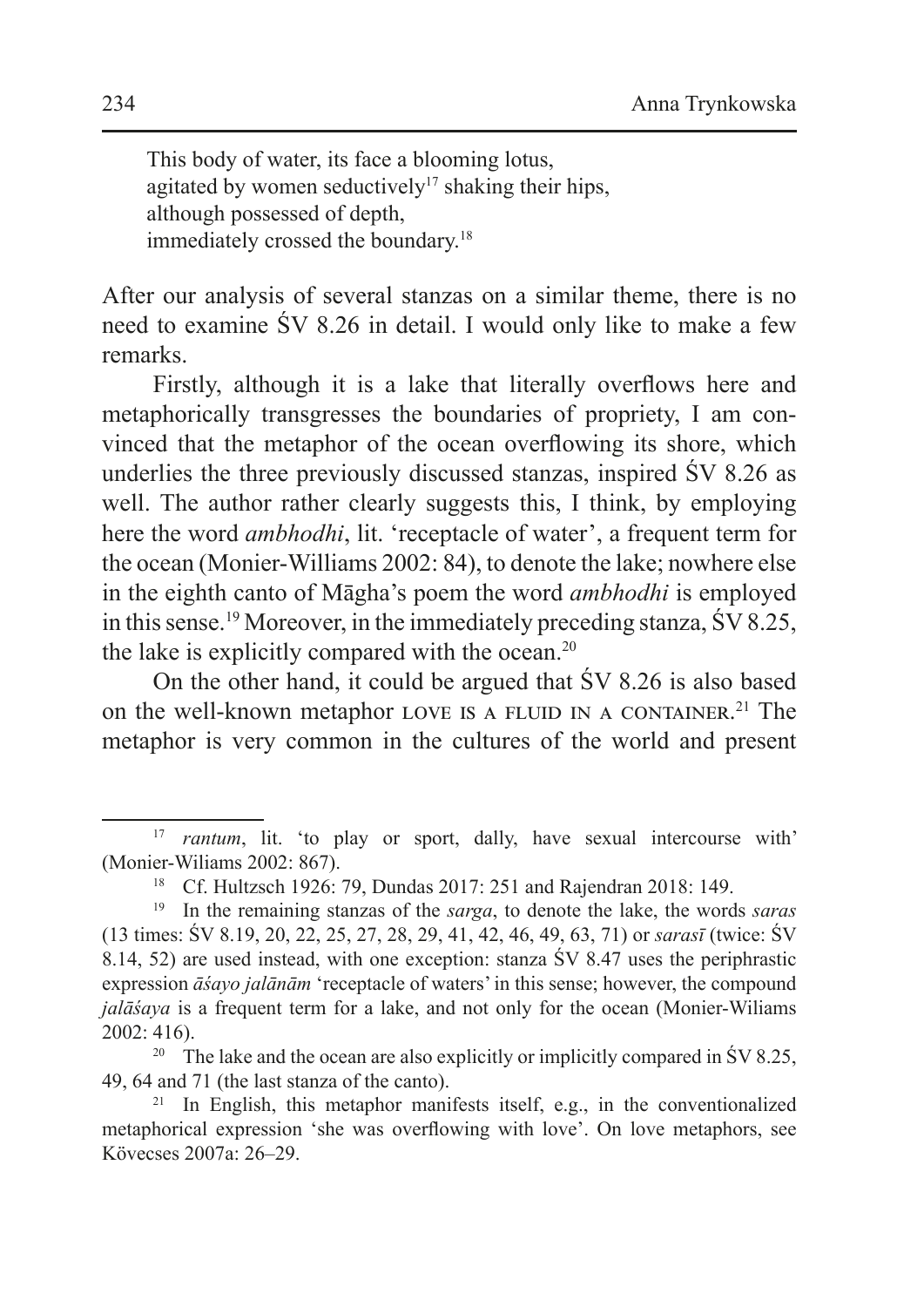This body of water, its face a blooming lotus,  
agitated by women seductively[17] shaking their hips,  
although possessed of depth,  
immediately crossed the boundary.[18]

After our analysis of several stanzas on a similar theme, there is no need to examine ŚV 8.26 in detail. I would only like to make a few remarks.

Firstly, although it is a lake that literally overflows here and metaphorically transgresses the boundaries of propriety, I am convinced that the metaphor of the ocean overflowing its shore, which underlies the three previously discussed stanzas, inspired ŚV 8.26 as well. The author rather clearly suggests this, I think, by employing here the word *ambhodhi*, lit. 'receptacle of water', a frequent term for the ocean (Monier-Williams 2002: 84), to denote the lake; nowhere else in the eighth canto of Māgha's poem the word *ambhodhi* is employed in this sense.[19] Moreover, in the immediately preceding stanza, ŚV 8.25, the lake is explicitly compared with the ocean.[20]

On the other hand, it could be argued that ŚV 8.26 is also based on the well-known metaphor LOVE IS A FLUID IN A CONTAINER.[21] The metaphor is very common in the cultures of the world and present

---

[17] *rantum*, lit. 'to play or sport, dally, have sexual intercourse with' (Monier-Wiliams 2002: 867).

[18] Cf. Hultzsch 1926: 79, Dundas 2017: 251 and Rajendran 2018: 149.

[19] In the remaining stanzas of the *sarga*, to denote the lake, the words *saras* (13 times: ŚV 8.19, 20, 22, 25, 27, 28, 29, 41, 42, 46, 49, 63, 71) or *sarasī* (twice: ŚV 8.14, 52) are used instead, with one exception: stanza ŚV 8.47 uses the periphrastic expression *āśayo jalānām* 'receptacle of waters' in this sense; however, the compound *jalāśaya* is a frequent term for a lake, and not only for the ocean (Monier-Wiliams 2002: 416).

[20] The lake and the ocean are also explicitly or implicitly compared in ŚV 8.25, 49, 64 and 71 (the last stanza of the canto).

[21] In English, this metaphor manifests itself, e.g., in the conventionalized metaphorical expression 'she was overflowing with love'. On love metaphors, see Kövecses 2007a: 26–29.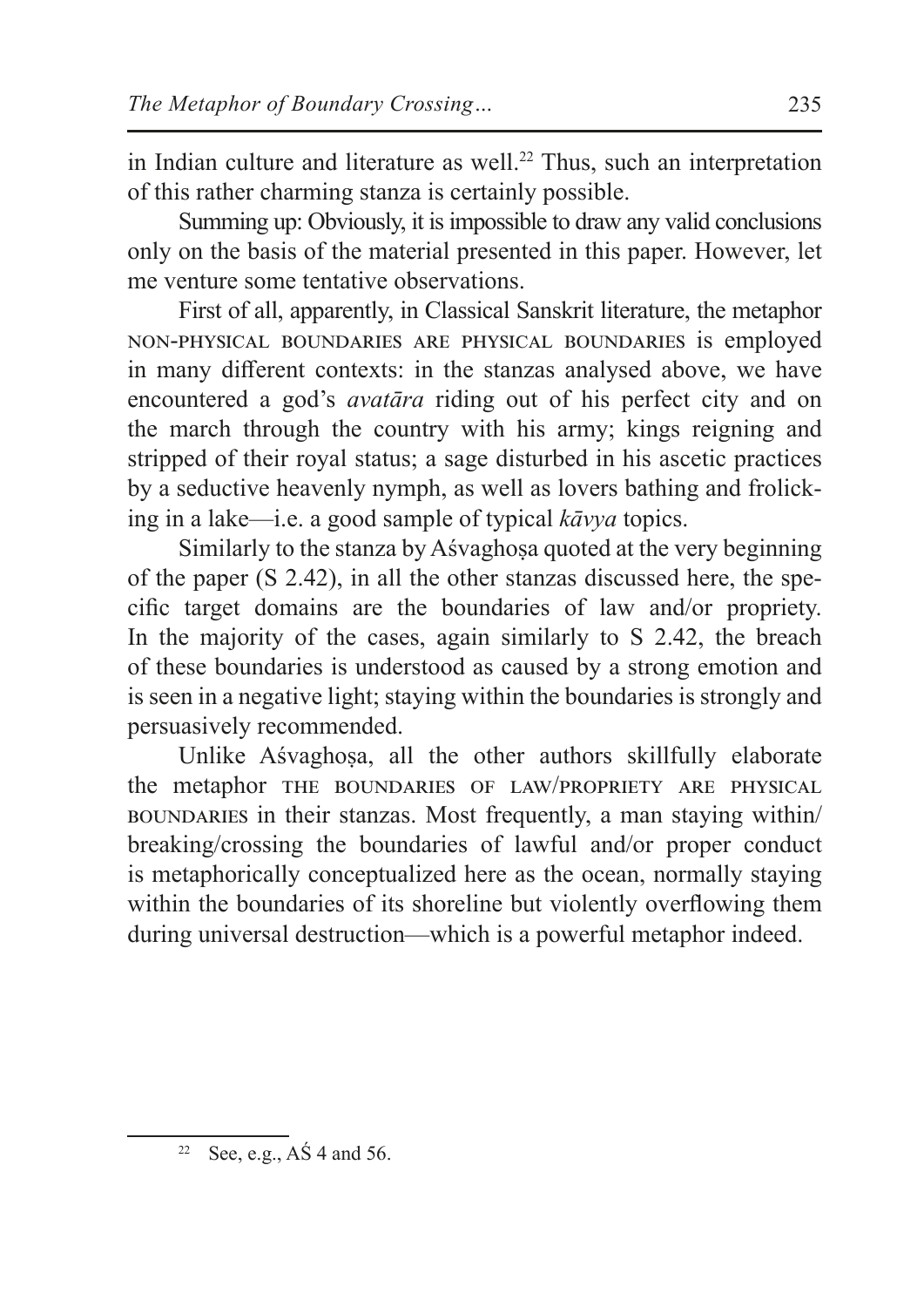in Indian culture and literature as well.[22] Thus, such an interpretation of this rather charming stanza is certainly possible.

Summing up: Obviously, it is impossible to draw any valid conclusions only on the basis of the material presented in this paper. However, let me venture some tentative observations.

First of all, apparently, in Classical Sanskrit literature, the metaphor NON-PHYSICAL BOUNDARIES ARE PHYSICAL BOUNDARIES is employed in many different contexts: in the stanzas analysed above, we have encountered a god's *avatāra* riding out of his perfect city and on the march through the country with his army; kings reigning and stripped of their royal status; a sage disturbed in his ascetic practices by a seductive heavenly nymph, as well as lovers bathing and frolicking in a lake—i.e. a good sample of typical *kāvya* topics.

Similarly to the stanza by Aśvaghoṣa quoted at the very beginning of the paper (S 2.42), in all the other stanzas discussed here, the specific target domains are the boundaries of law and/or propriety. In the majority of the cases, again similarly to S 2.42, the breach of these boundaries is understood as caused by a strong emotion and is seen in a negative light; staying within the boundaries is strongly and persuasively recommended.

Unlike Aśvaghoṣa, all the other authors skillfully elaborate the metaphor THE BOUNDARIES OF LAW/PROPRIETY ARE PHYSICAL BOUNDARIES in their stanzas. Most frequently, a man staying within/breaking/crossing the boundaries of lawful and/or proper conduct is metaphorically conceptualized here as the ocean, normally staying within the boundaries of its shoreline but violently overflowing them during universal destruction—which is a powerful metaphor indeed.

[22] See, e.g., AŚ 4 and 56.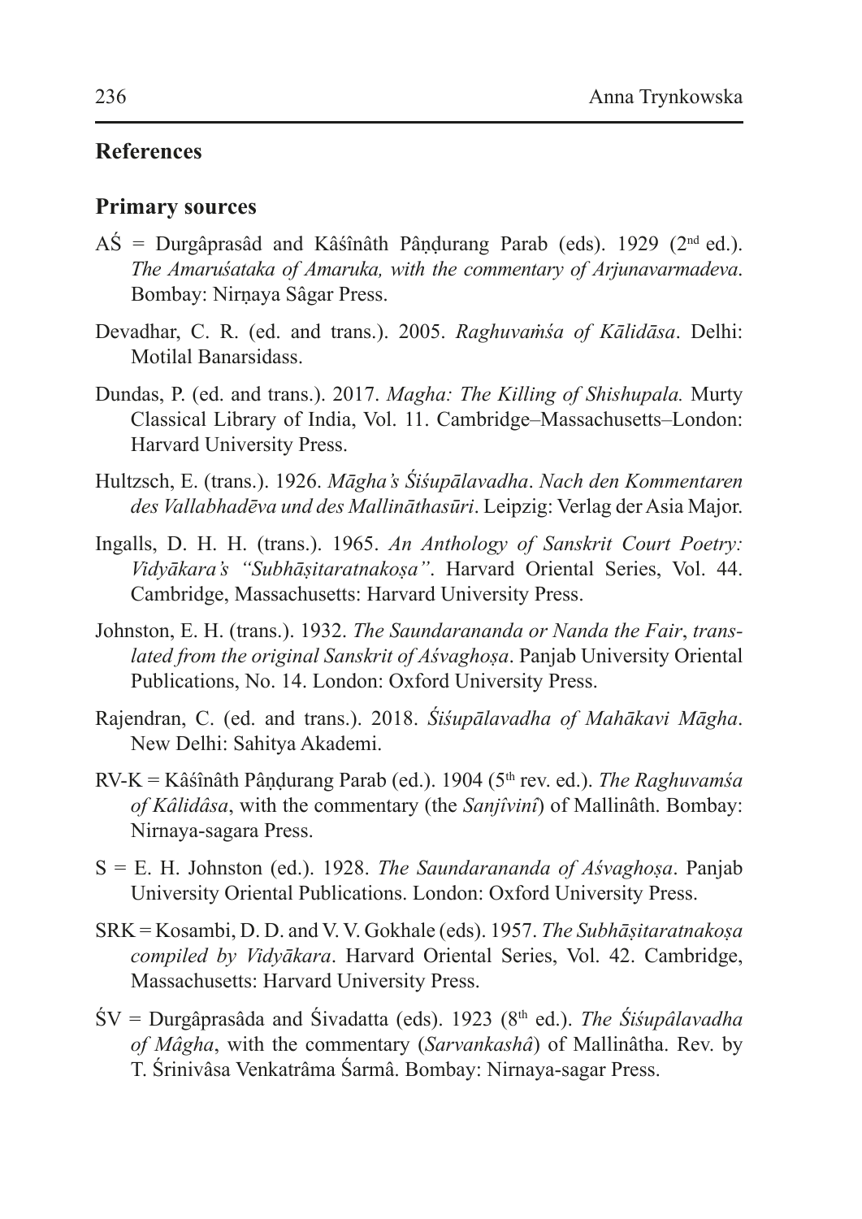## References

### Primary sources

AŚ = Durgâprasâd and Kâśînâth Pâṇḍurang Parab (eds). 1929 (2nd ed.). *The Amaruśataka of Amaruka, with the commentary of Arjunavarmadeva*. Bombay: Nirṇaya Sâgar Press.

Devadhar, C. R. (ed. and trans.). 2005. *Raghuvaṁśa of Kālidāsa*. Delhi: Motilal Banarsidass.

Dundas, P. (ed. and trans.). 2017. *Magha: The Killing of Shishupala.* Murty Classical Library of India, Vol. 11. Cambridge–Massachusetts–London: Harvard University Press.

Hultzsch, E. (trans.). 1926. *Māgha's Śiśupālavadha*. *Nach den Kommentaren des Vallabhadēva und des Mallināthasūri*. Leipzig: Verlag der Asia Major.

Ingalls, D. H. H. (trans.). 1965. *An Anthology of Sanskrit Court Poetry: Vidyākara's "Subhāṣitaratnakoṣa"*. Harvard Oriental Series, Vol. 44. Cambridge, Massachusetts: Harvard University Press.

Johnston, E. H. (trans.). 1932. *The Saundarananda or Nanda the Fair*, *translated from the original Sanskrit of Aśvaghoṣa*. Panjab University Oriental Publications, No. 14. London: Oxford University Press.

Rajendran, C. (ed. and trans.). 2018. *Śiśupālavadha of Mahākavi Māgha*. New Delhi: Sahitya Akademi.

RV-K = Kâśînâth Pâṇḍurang Parab (ed.). 1904 (5th rev. ed.). *The Raghuvamśa of Kâlidâsa*, with the commentary (the *Sanjîvinî*) of Mallinâth. Bombay: Nirnaya-sagara Press.

S = E. H. Johnston (ed.). 1928. *The Saundarananda of Aśvaghoṣa*. Panjab University Oriental Publications. London: Oxford University Press.

SRK = Kosambi, D. D. and V. V. Gokhale (eds). 1957. *The Subhāṣitaratnakoṣa compiled by Vidyākara*. Harvard Oriental Series, Vol. 42. Cambridge, Massachusetts: Harvard University Press.

ŚV = Durgâprasâda and Śivadatta (eds). 1923 (8th ed.). *The Śiśupâlavadha of Mâgha*, with the commentary (*Sarvankashâ*) of Mallinâtha. Rev. by T. Śrinivâsa Venkatrâma Śarmâ. Bombay: Nirnaya-sagar Press.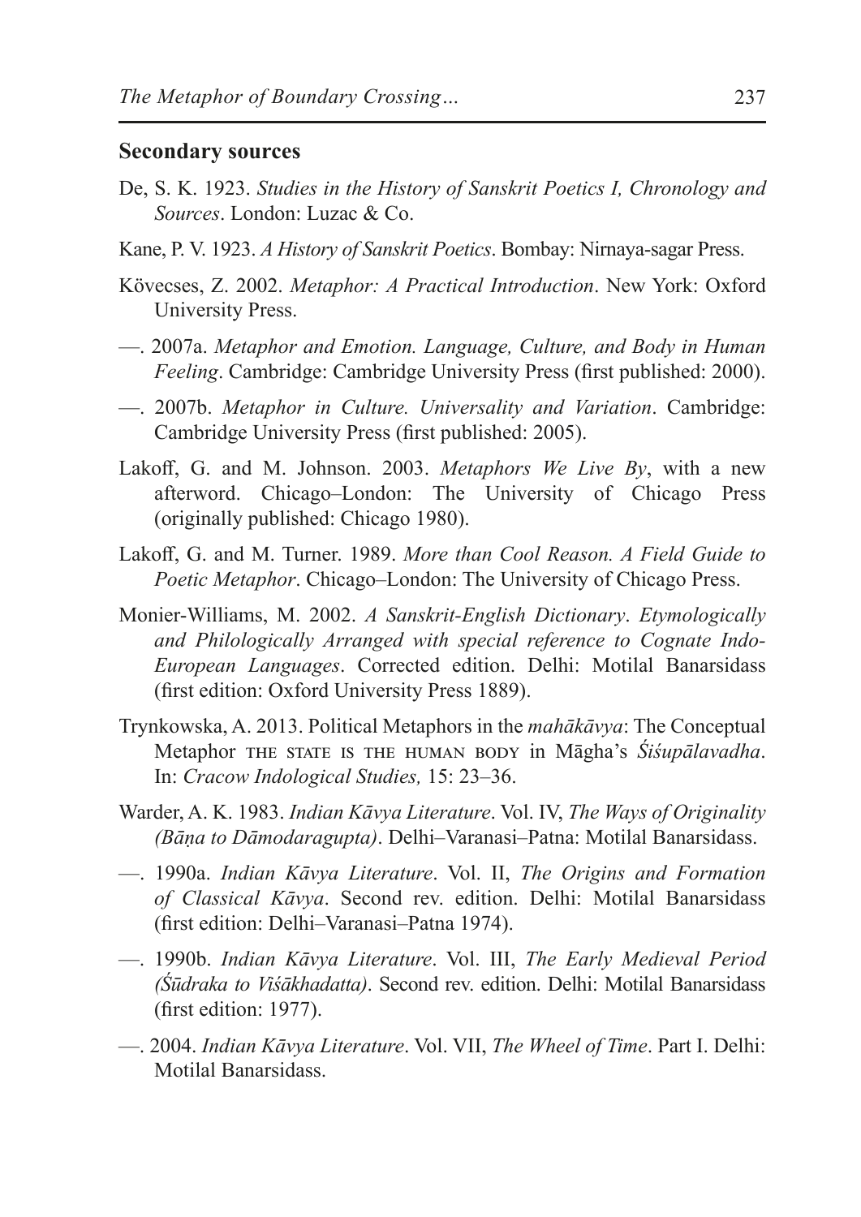## Secondary sources

De, S. K. 1923. *Studies in the History of Sanskrit Poetics I, Chronology and Sources*. London: Luzac & Co.

Kane, P. V. 1923. *A History of Sanskrit Poetics*. Bombay: Nirnaya-sagar Press.

Kövecses, Z. 2002. *Metaphor: A Practical Introduction*. New York: Oxford University Press.

—. 2007a. *Metaphor and Emotion. Language, Culture, and Body in Human Feeling*. Cambridge: Cambridge University Press (first published: 2000).

—. 2007b. *Metaphor in Culture. Universality and Variation*. Cambridge: Cambridge University Press (first published: 2005).

Lakoff, G. and M. Johnson. 2003. *Metaphors We Live By*, with a new afterword. Chicago–London: The University of Chicago Press (originally published: Chicago 1980).

Lakoff, G. and M. Turner. 1989. *More than Cool Reason. A Field Guide to Poetic Metaphor*. Chicago–London: The University of Chicago Press.

Monier-Williams, M. 2002. *A Sanskrit-English Dictionary. Etymologically and Philologically Arranged with special reference to Cognate Indo-European Languages*. Corrected edition. Delhi: Motilal Banarsidass (first edition: Oxford University Press 1889).

Trynkowska, A. 2013. Political Metaphors in the *mahākāvya*: The Conceptual Metaphor THE STATE IS THE HUMAN BODY in Māgha's *Śiśupālavadha*. In: *Cracow Indological Studies,* 15: 23–36.

Warder, A. K. 1983. *Indian Kāvya Literature*. Vol. IV, *The Ways of Originality (Bāṇa to Dāmodaragupta)*. Delhi–Varanasi–Patna: Motilal Banarsidass.

—. 1990a. *Indian Kāvya Literature*. Vol. II, *The Origins and Formation of Classical Kāvya*. Second rev. edition. Delhi: Motilal Banarsidass (first edition: Delhi–Varanasi–Patna 1974).

—. 1990b. *Indian Kāvya Literature*. Vol. III, *The Early Medieval Period (Śūdraka to Viśākhadatta)*. Second rev. edition. Delhi: Motilal Banarsidass (first edition: 1977).

—. 2004. *Indian Kāvya Literature*. Vol. VII, *The Wheel of Time*. Part I. Delhi: Motilal Banarsidass.